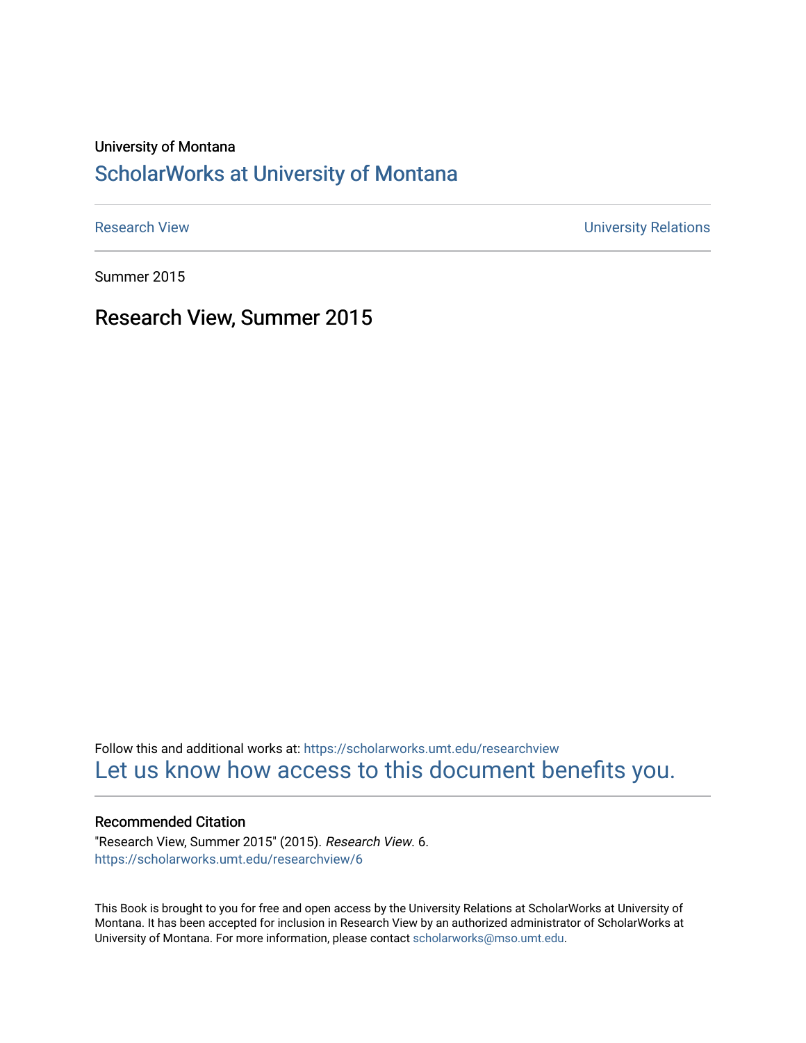University of Montana

# ScholarWorks at University of Montana

Research View | University Relations

Summer 2015

## Research View, Summer 2015

Follow this and additional works at: https://scholarworks.umt.edu/researchview

Let us know how access to this document benefits you.

### Recommended Citation

"Research View, Summer 2015" (2015). *Research View*. 6.
https://scholarworks.umt.edu/researchview/6

This Book is brought to you for free and open access by the University Relations at ScholarWorks at University of Montana. It has been accepted for inclusion in Research View by an authorized administrator of ScholarWorks at University of Montana. For more information, please contact scholarworks@mso.umt.edu.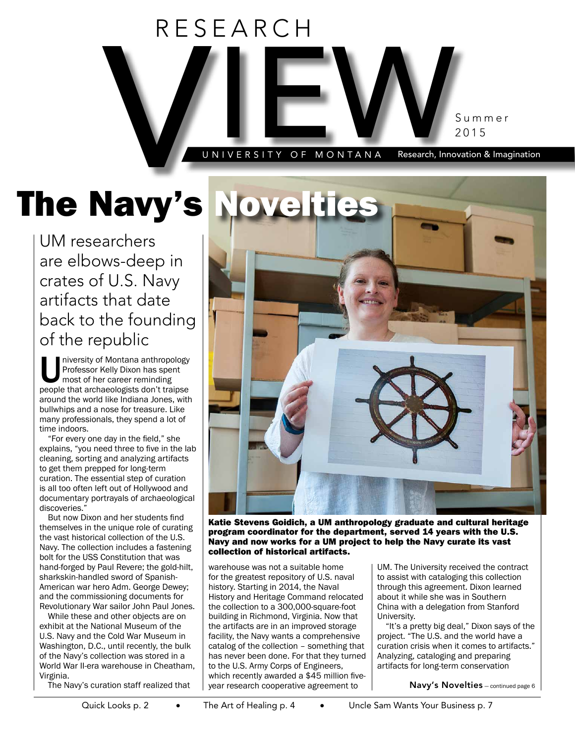# RESEARCH VIEW

Summer 2015

UNIVERSITY OF MONTANA Research, Innovation & Imagination

# The Navy's Novelties

## UM researchers are elbows-deep in crates of U.S. Navy artifacts that date back to the founding of the republic

University of Montana anthropology Professor Kelly Dixon has spent most of her career reminding people that archaeologists don't traipse around the world like Indiana Jones, with bullwhips and a nose for treasure. Like many professionals, they spend a lot of time indoors.

"For every one day in the field," she explains, "you need three to five in the lab cleaning, sorting and analyzing artifacts to get them prepped for long-term curation. The essential step of curation is all too often left out of Hollywood and documentary portrayals of archaeological discoveries."

But now Dixon and her students find themselves in the unique role of curating the vast historical collection of the U.S. Navy. The collection includes a fastening bolt for the USS Constitution that was hand-forged by Paul Revere; the gold-hilt, sharkskin-handled sword of Spanish-American war hero Adm. George Dewey; and the commissioning documents for Revolutionary War sailor John Paul Jones.

While these and other objects are on exhibit at the National Museum of the U.S. Navy and the Cold War Museum in Washington, D.C., until recently, the bulk of the Navy's collection was stored in a World War II-era warehouse in Cheatham, Virginia.

The Navy's curation staff realized that warehouse was not a suitable home for the greatest repository of U.S. naval history. Starting in 2014, the Naval History and Heritage Command relocated the collection to a 300,000-square-foot building in Richmond, Virginia. Now that the artifacts are in an improved storage facility, the Navy wants a comprehensive catalog of the collection – something that has never been done. For that they turned to the U.S. Army Corps of Engineers, which recently awarded a $45 million five-year research cooperative agreement to UM. The University received the contract to assist with cataloging this collection through this agreement. Dixon learned about it while she was in Southern China with a delegation from Stanford University.

"It's a pretty big deal," Dixon says of the project. "The U.S. and the world have a curation crisis when it comes to artifacts." Analyzing, cataloging and preparing artifacts for long-term conservation

**Navy's Novelties** – continued page 6

**Katie Stevens Goidich, a UM anthropology graduate and cultural heritage program coordinator for the department, served 14 years with the U.S. Navy and now works for a UM project to help the Navy curate its vast collection of historical artifacts.**

Quick Looks p. 2 • The Art of Healing p. 4 • Uncle Sam Wants Your Business p. 7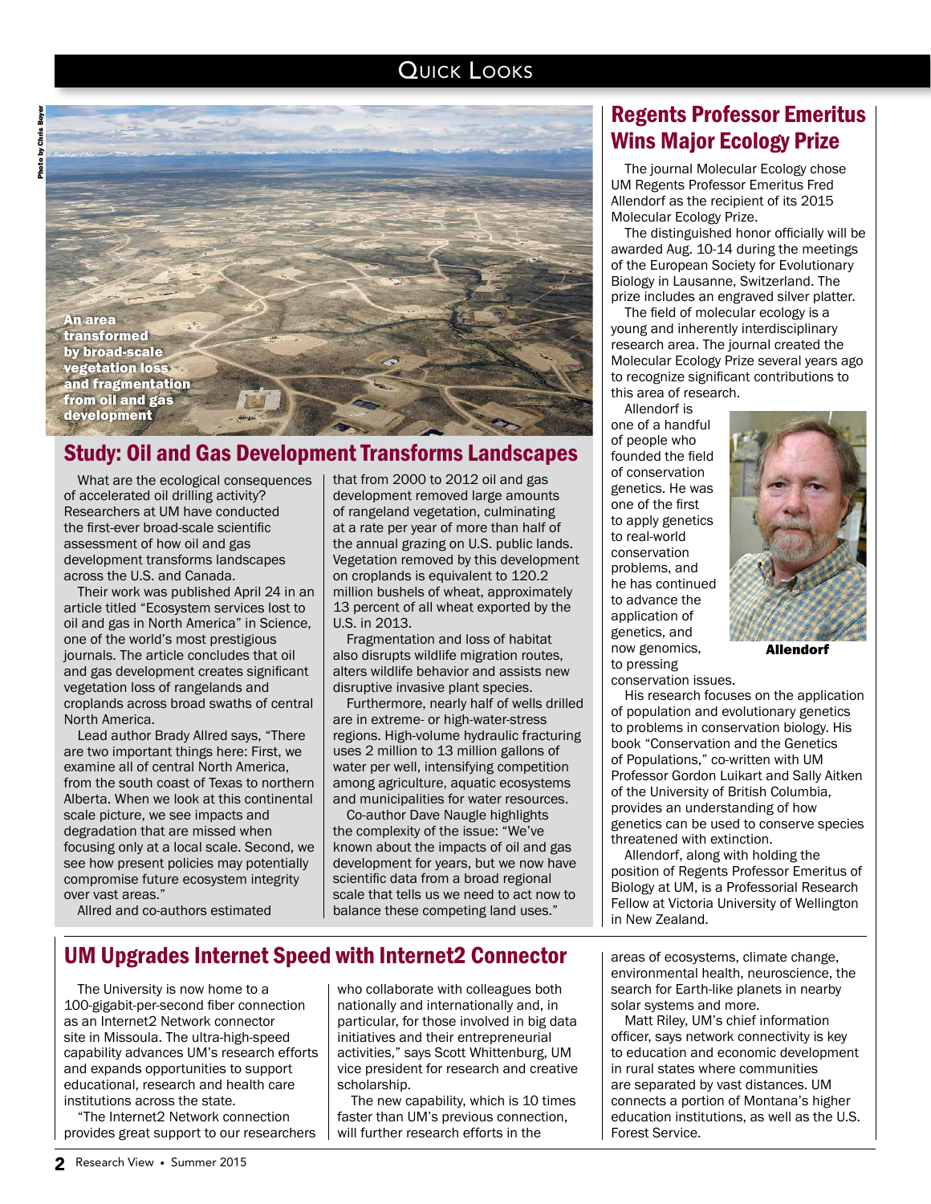## Quick Looks

Photo by Chris Boyer

An area transformed by broad-scale vegetation loss and fragmentation from oil and gas development

## Study: Oil and Gas Development Transforms Landscapes

What are the ecological consequences of accelerated oil drilling activity? Researchers at UM have conducted the first-ever broad-scale scientific assessment of how oil and gas development transforms landscapes across the U.S. and Canada.

Their work was published April 24 in an article titled "Ecosystem services lost to oil and gas in North America" in Science, one of the world's most prestigious journals. The article concludes that oil and gas development creates significant vegetation loss of rangelands and croplands across broad swaths of central North America.

Lead author Brady Allred says, "There are two important things here: First, we examine all of central North America, from the south coast of Texas to northern Alberta. When we look at this continental scale picture, we see impacts and degradation that are missed when focusing only at a local scale. Second, we see how present policies may potentially compromise future ecosystem integrity over vast areas."

Allred and co-authors estimated that from 2000 to 2012 oil and gas development removed large amounts of rangeland vegetation, culminating at a rate per year of more than half of the annual grazing on U.S. public lands. Vegetation removed by this development on croplands is equivalent to 120.2 million bushels of wheat, approximately 13 percent of all wheat exported by the U.S. in 2013.

Fragmentation and loss of habitat also disrupts wildlife migration routes, alters wildlife behavior and assists new disruptive invasive plant species.

Furthermore, nearly half of wells drilled are in extreme- or high-water-stress regions. High-volume hydraulic fracturing uses 2 million to 13 million gallons of water per well, intensifying competition among agriculture, aquatic ecosystems and municipalities for water resources.

Co-author Dave Naugle highlights the complexity of the issue: "We've known about the impacts of oil and gas development for years, but we now have scientific data from a broad regional scale that tells us we need to act now to balance these competing land uses."

## Regents Professor Emeritus Wins Major Ecology Prize

The journal Molecular Ecology chose UM Regents Professor Emeritus Fred Allendorf as the recipient of its 2015 Molecular Ecology Prize.

The distinguished honor officially will be awarded Aug. 10-14 during the meetings of the European Society for Evolutionary Biology in Lausanne, Switzerland. The prize includes an engraved silver platter.

The field of molecular ecology is a young and inherently interdisciplinary research area. The journal created the Molecular Ecology Prize several years ago to recognize significant contributions to this area of research.

Allendorf is one of a handful of people who founded the field of conservation genetics. He was one of the first to apply genetics to real-world conservation problems, and he has continued to advance the application of genetics, and now genomics, to pressing conservation issues.

Allendorf

His research focuses on the application of population and evolutionary genetics to problems in conservation biology. His book "Conservation and the Genetics of Populations," co-written with UM Professor Gordon Luikart and Sally Aitken of the University of British Columbia, provides an understanding of how genetics can be used to conserve species threatened with extinction.

Allendorf, along with holding the position of Regents Professor Emeritus of Biology at UM, is a Professorial Research Fellow at Victoria University of Wellington in New Zealand.

## UM Upgrades Internet Speed with Internet2 Connector

The University is now home to a 100-gigabit-per-second fiber connection as an Internet2 Network connector site in Missoula. The ultra-high-speed capability advances UM's research efforts and expands opportunities to support educational, research and health care institutions across the state.

"The Internet2 Network connection provides great support to our researchers who collaborate with colleagues both nationally and internationally and, in particular, for those involved in big data initiatives and their entrepreneurial activities," says Scott Whittenburg, UM vice president for research and creative scholarship.

The new capability, which is 10 times faster than UM's previous connection, will further research efforts in the areas of ecosystems, climate change, environmental health, neuroscience, the search for Earth-like planets in nearby solar systems and more.

Matt Riley, UM's chief information officer, says network connectivity is key to education and economic development in rural states where communities are separated by vast distances. UM connects a portion of Montana's higher education institutions, as well as the U.S. Forest Service.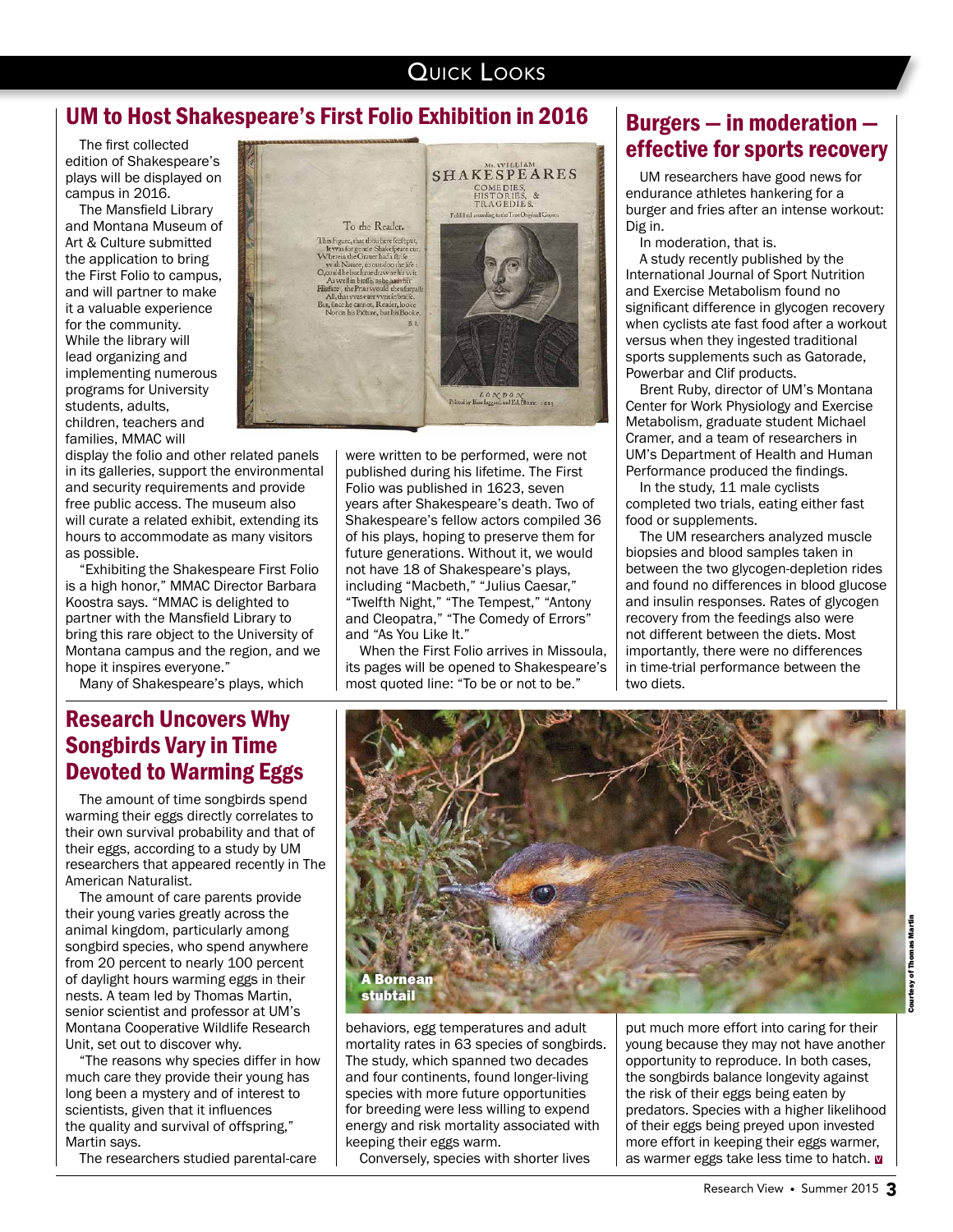## UM to Host Shakespeare's First Folio Exhibition in 2016

The first collected edition of Shakespeare's plays will be displayed on campus in 2016.

The Mansfield Library and Montana Museum of Art & Culture submitted the application to bring the First Folio to campus, and will partner to make it a valuable experience for the community. While the library will lead organizing and implementing numerous programs for University students, adults, children, teachers and families, MMAC will display the folio and other related panels in its galleries, support the environmental and security requirements and provide free public access. The museum also will curate a related exhibit, extending its hours to accommodate as many visitors as possible.

"Exhibiting the Shakespeare First Folio is a high honor," MMAC Director Barbara Koostra says. "MMAC is delighted to partner with the Mansfield Library to bring this rare object to the University of Montana campus and the region, and we hope it inspires everyone."

Many of Shakespeare's plays, which were written to be performed, were not published during his lifetime. The First Folio was published in 1623, seven years after Shakespeare's death. Two of Shakespeare's fellow actors compiled 36 of his plays, hoping to preserve them for future generations. Without it, we would not have 18 of Shakespeare's plays, including "Macbeth," "Julius Caesar," "Twelfth Night," "The Tempest," "Antony and Cleopatra," "The Comedy of Errors" and "As You Like It."

When the First Folio arrives in Missoula, its pages will be opened to Shakespeare's most quoted line: "To be or not to be."

## Burgers — in moderation — effective for sports recovery

UM researchers have good news for endurance athletes hankering for a burger and fries after an intense workout: Dig in.

In moderation, that is.

A study recently published by the International Journal of Sport Nutrition and Exercise Metabolism found no significant difference in glycogen recovery when cyclists ate fast food after a workout versus when they ingested traditional sports supplements such as Gatorade, Powerbar and Clif products.

Brent Ruby, director of UM's Montana Center for Work Physiology and Exercise Metabolism, graduate student Michael Cramer, and a team of researchers in UM's Department of Health and Human Performance produced the findings.

In the study, 11 male cyclists completed two trials, eating either fast food or supplements.

The UM researchers analyzed muscle biopsies and blood samples taken in between the two glycogen-depletion rides and found no differences in blood glucose and insulin responses. Rates of glycogen recovery from the feedings also were not different between the diets. Most importantly, there were no differences in time-trial performance between the two diets.

## Research Uncovers Why Songbirds Vary in Time Devoted to Warming Eggs

The amount of time songbirds spend warming their eggs directly correlates to their own survival probability and that of their eggs, according to a study by UM researchers that appeared recently in The American Naturalist.

The amount of care parents provide their young varies greatly across the animal kingdom, particularly among songbird species, who spend anywhere from 20 percent to nearly 100 percent of daylight hours warming eggs in their nests. A team led by Thomas Martin, senior scientist and professor at UM's Montana Cooperative Wildlife Research Unit, set out to discover why.

"The reasons why species differ in how much care they provide their young has long been a mystery and of interest to scientists, given that it influences the quality and survival of offspring," Martin says.

The researchers studied parental-care behaviors, egg temperatures and adult mortality rates in 63 species of songbirds. The study, which spanned two decades and four continents, found longer-living species with more future opportunities for breeding were less willing to expend energy and risk mortality associated with keeping their eggs warm.

Conversely, species with shorter lives put much more effort into caring for their young because they may not have another opportunity to reproduce. In both cases, the songbirds balance longevity against the risk of their eggs being eaten by predators. Species with a higher likelihood of their eggs being preyed upon invested more effort in keeping their eggs warmer, as warmer eggs take less time to hatch.

A Bornean stubtail

Courtesy of Thomas Martin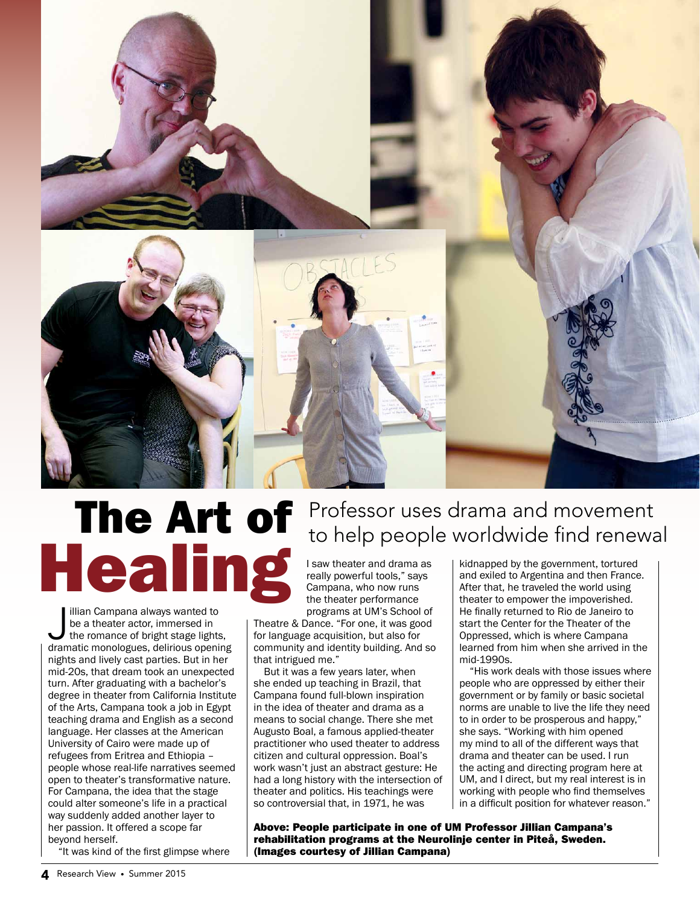# The Art of Healing

## Professor uses drama and movement to help people worldwide find renewal

Jillian Campana always wanted to be a theater actor, immersed in the romance of bright stage lights, dramatic monologues, delirious opening nights and lively cast parties. But in her mid-20s, that dream took an unexpected turn. After graduating with a bachelor's degree in theater from California Institute of the Arts, Campana took a job in Egypt teaching drama and English as a second language. Her classes at the American University of Cairo were made up of refugees from Eritrea and Ethiopia – people whose real-life narratives seemed open to theater's transformative nature. For Campana, the idea that the stage could alter someone's life in a practical way suddenly added another layer to her passion. It offered a scope far beyond herself.

"It was kind of the first glimpse where I saw theater and drama as really powerful tools," says Campana, who now runs the theater performance programs at UM's School of Theatre & Dance. "For one, it was good for language acquisition, but also for community and identity building. And so that intrigued me."

But it was a few years later, when she ended up teaching in Brazil, that Campana found full-blown inspiration in the idea of theater and drama as a means to social change. There she met Augusto Boal, a famous applied-theater practitioner who used theater to address citizen and cultural oppression. Boal's work wasn't just an abstract gesture: He had a long history with the intersection of theater and politics. His teachings were so controversial that, in 1971, he was kidnapped by the government, tortured and exiled to Argentina and then France. After that, he traveled the world using theater to empower the impoverished. He finally returned to Rio de Janeiro to start the Center for the Theater of the Oppressed, which is where Campana learned from him when she arrived in the mid-1990s.

"His work deals with those issues where people who are oppressed by either their government or by family or basic societal norms are unable to live the life they need to in order to be prosperous and happy," she says. "Working with him opened my mind to all of the different ways that drama and theater can be used. I run the acting and directing program here at UM, and I direct, but my real interest is in working with people who find themselves in a difficult position for whatever reason."

**Above: People participate in one of UM Professor Jillian Campana's rehabilitation programs at the Neurolinje center in Piteå, Sweden. (Images courtesy of Jillian Campana)**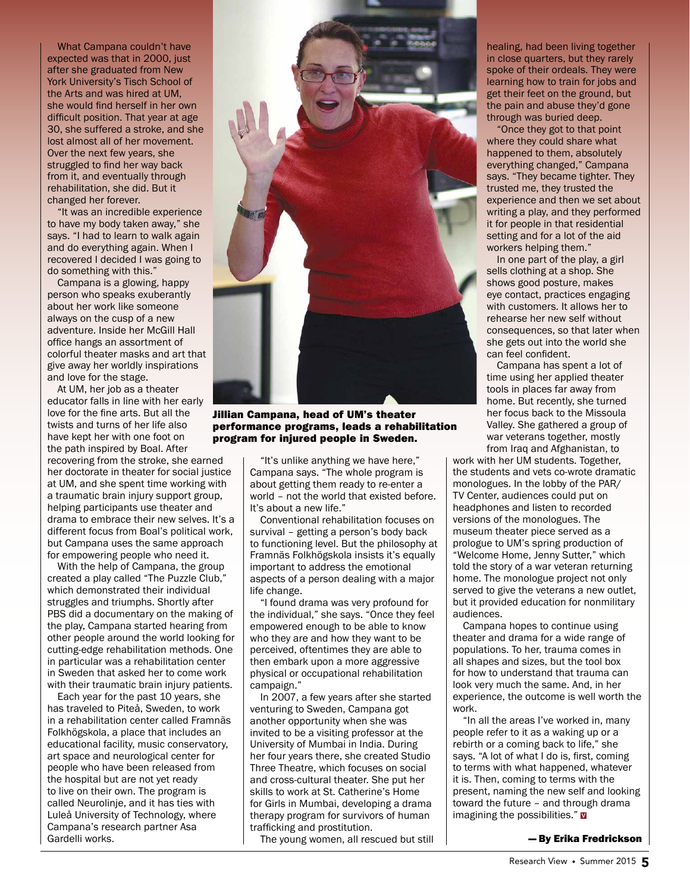What Campana couldn't have expected was that in 2000, just after she graduated from New York University's Tisch School of the Arts and was hired at UM, she would find herself in her own difficult position. That year at age 30, she suffered a stroke, and she lost almost all of her movement. Over the next few years, she struggled to find her way back from it, and eventually through rehabilitation, she did. But it changed her forever.

"It was an incredible experience to have my body taken away," she says. "I had to learn to walk again and do everything again. When I recovered I decided I was going to do something with this."

Campana is a glowing, happy person who speaks exuberantly about her work like someone always on the cusp of a new adventure. Inside her McGill Hall office hangs an assortment of colorful theater masks and art that give away her worldly inspirations and love for the stage.

At UM, her job as a theater educator falls in line with her early love for the fine arts. But all the twists and turns of her life also have kept her with one foot on the path inspired by Boal. After recovering from the stroke, she earned her doctorate in theater for social justice at UM, and she spent time working with a traumatic brain injury support group, helping participants use theater and drama to embrace their new selves. It's a different focus from Boal's political work, but Campana uses the same approach for empowering people who need it.

With the help of Campana, the group created a play called "The Puzzle Club," which demonstrated their individual struggles and triumphs. Shortly after PBS did a documentary on the making of the play, Campana started hearing from other people around the world looking for cutting-edge rehabilitation methods. One in particular was a rehabilitation center in Sweden that asked her to come work with their traumatic brain injury patients.

Each year for the past 10 years, she has traveled to Piteå, Sweden, to work in a rehabilitation center called Framnäs Folkhögskola, a place that includes an educational facility, music conservatory, art space and neurological center for people who have been released from the hospital but are not yet ready to live on their own. The program is called Neurolinje, and it has ties with Luleå University of Technology, where Campana's research partner Asa Gardelli works.

**Jillian Campana, head of UM's theater performance programs, leads a rehabilitation program for injured people in Sweden.**

"It's unlike anything we have here," Campana says. "The whole program is about getting them ready to re-enter a world – not the world that existed before. It's about a new life."

Conventional rehabilitation focuses on survival – getting a person's body back to functioning level. But the philosophy at Framnäs Folkhögskola insists it's equally important to address the emotional aspects of a person dealing with a major life change.

"I found drama was very profound for the individual," she says. "Once they feel empowered enough to be able to know who they are and how they want to be perceived, oftentimes they are able to then embark upon a more aggressive physical or occupational rehabilitation campaign."

In 2007, a few years after she started venturing to Sweden, Campana got another opportunity when she was invited to be a visiting professor at the University of Mumbai in India. During her four years there, she created Studio Three Theatre, which focuses on social and cross-cultural theater. She put her skills to work at St. Catherine's Home for Girls in Mumbai, developing a drama therapy program for survivors of human trafficking and prostitution.

The young women, all rescued but still healing, had been living together in close quarters, but they rarely spoke of their ordeals. They were learning how to train for jobs and get their feet on the ground, but the pain and abuse they'd gone through was buried deep.

"Once they got to that point where they could share what happened to them, absolutely everything changed," Campana says. "They became tighter. They trusted me, they trusted the experience and then we set about writing a play, and they performed it for people in that residential setting and for a lot of the aid workers helping them."

In one part of the play, a girl sells clothing at a shop. She shows good posture, makes eye contact, practices engaging with customers. It allows her to rehearse her new self without consequences, so that later when she gets out into the world she can feel confident.

Campana has spent a lot of time using her applied theater tools in places far away from home. But recently, she turned her focus back to the Missoula Valley. She gathered a group of war veterans together, mostly from Iraq and Afghanistan, to work with her UM students. Together, the students and vets co-wrote dramatic monologues. In the lobby of the PAR/TV Center, audiences could put on headphones and listen to recorded versions of the monologues. The museum theater piece served as a prologue to UM's spring production of "Welcome Home, Jenny Sutter," which told the story of a war veteran returning home. The monologue project not only served to give the veterans a new outlet, but it provided education for nonmilitary audiences.

Campana hopes to continue using theater and drama for a wide range of populations. To her, trauma comes in all shapes and sizes, but the tool box for how to understand that trauma can look very much the same. And, in her experience, the outcome is well worth the work.

"In all the areas I've worked in, many people refer to it as a waking up or a rebirth or a coming back to life," she says. "A lot of what I do is, first, coming to terms with what happened, whatever it is. Then, coming to terms with the present, naming the new self and looking toward the future – and through drama imagining the possibilities."

**— By Erika Fredrickson**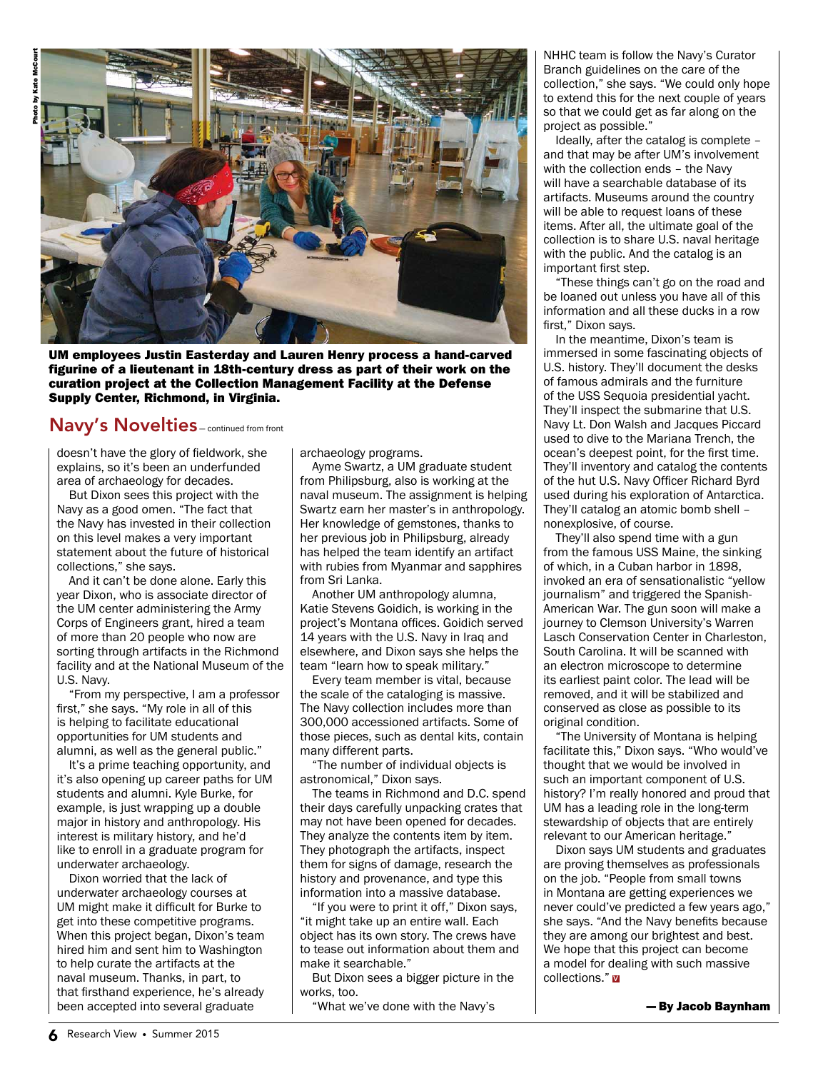UM employees Justin Easterday and Lauren Henry process a hand-carved figurine of a lieutenant in 18th-century dress as part of their work on the curation project at the Collection Management Facility at the Defense Supply Center, Richmond, in Virginia.

## Navy's Novelties – continued from front

doesn't have the glory of fieldwork, she explains, so it's been an underfunded area of archaeology for decades.

But Dixon sees this project with the Navy as a good omen. "The fact that the Navy has invested in their collection on this level makes a very important statement about the future of historical collections," she says.

And it can't be done alone. Early this year Dixon, who is associate director of the UM center administering the Army Corps of Engineers grant, hired a team of more than 20 people who now are sorting through artifacts in the Richmond facility and at the National Museum of the U.S. Navy.

"From my perspective, I am a professor first," she says. "My role in all of this is helping to facilitate educational opportunities for UM students and alumni, as well as the general public."

It's a prime teaching opportunity, and it's also opening up career paths for UM students and alumni. Kyle Burke, for example, is just wrapping up a double major in history and anthropology. His interest is military history, and he'd like to enroll in a graduate program for underwater archaeology.

Dixon worried that the lack of underwater archaeology courses at UM might make it difficult for Burke to get into these competitive programs. When this project began, Dixon's team hired him and sent him to Washington to help curate the artifacts at the naval museum. Thanks, in part, to that firsthand experience, he's already been accepted into several graduate archaeology programs.

Ayme Swartz, a UM graduate student from Philipsburg, also is working at the naval museum. The assignment is helping Swartz earn her master's in anthropology. Her knowledge of gemstones, thanks to her previous job in Philipsburg, already has helped the team identify an artifact with rubies from Myanmar and sapphires from Sri Lanka.

Another UM anthropology alumna, Katie Stevens Goidich, is working in the project's Montana offices. Goidich served 14 years with the U.S. Navy in Iraq and elsewhere, and Dixon says she helps the team "learn how to speak military."

Every team member is vital, because the scale of the cataloging is massive. The Navy collection includes more than 300,000 accessioned artifacts. Some of those pieces, such as dental kits, contain many different parts.

"The number of individual objects is astronomical," Dixon says.

The teams in Richmond and D.C. spend their days carefully unpacking crates that may not have been opened for decades. They analyze the contents item by item. They photograph the artifacts, inspect them for signs of damage, research the history and provenance, and type this information into a massive database.

"If you were to print it off," Dixon says, "it might take up an entire wall. Each object has its own story. The crews have to tease out information about them and make it searchable."

But Dixon sees a bigger picture in the works, too.

"What we've done with the Navy's NHHC team is follow the Navy's Curator Branch guidelines on the care of the collection," she says. "We could only hope to extend this for the next couple of years so that we could get as far along on the project as possible."

Ideally, after the catalog is complete – and that may be after UM's involvement with the collection ends – the Navy will have a searchable database of its artifacts. Museums around the country will be able to request loans of these items. After all, the ultimate goal of the collection is to share U.S. naval heritage with the public. And the catalog is an important first step.

"These things can't go on the road and be loaned out unless you have all of this information and all these ducks in a row first," Dixon says.

In the meantime, Dixon's team is immersed in some fascinating objects of U.S. history. They'll document the desks of famous admirals and the furniture of the USS Sequoia presidential yacht. They'll inspect the submarine that U.S. Navy Lt. Don Walsh and Jacques Piccard used to dive to the Mariana Trench, the ocean's deepest point, for the first time. They'll inventory and catalog the contents of the hut U.S. Navy Officer Richard Byrd used during his exploration of Antarctica. They'll catalog an atomic bomb shell – nonexplosive, of course.

They'll also spend time with a gun from the famous USS Maine, the sinking of which, in a Cuban harbor in 1898, invoked an era of sensationalistic "yellow journalism" and triggered the Spanish-American War. The gun soon will make a journey to Clemson University's Warren Lasch Conservation Center in Charleston, South Carolina. It will be scanned with an electron microscope to determine its earliest paint color. The lead will be removed, and it will be stabilized and conserved as close as possible to its original condition.

"The University of Montana is helping facilitate this," Dixon says. "Who would've thought that we would be involved in such an important component of U.S. history? I'm really honored and proud that UM has a leading role in the long-term stewardship of objects that are entirely relevant to our American heritage."

Dixon says UM students and graduates are proving themselves as professionals on the job. "People from small towns in Montana are getting experiences we never could've predicted a few years ago," she says. "And the Navy benefits because they are among our brightest and best. We hope that this project can become a model for dealing with such massive collections."

**— By Jacob Baynham**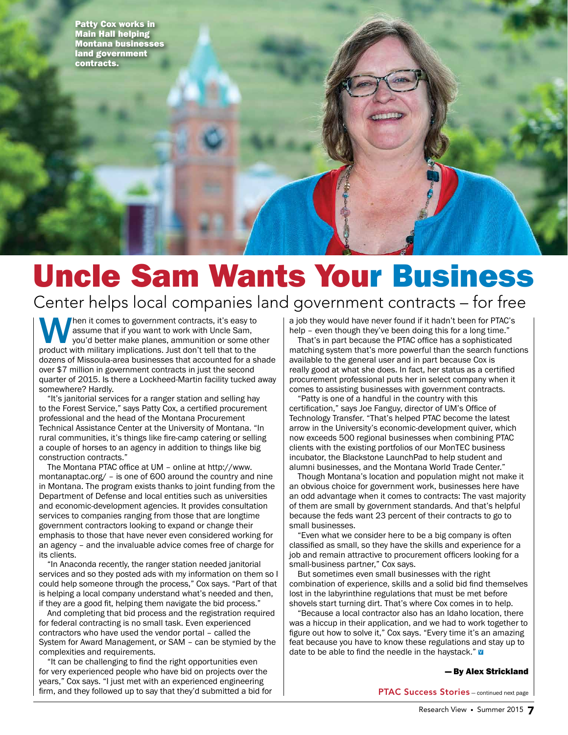Patty Cox works in Main Hall helping Montana businesses land government contracts.

# Uncle Sam Wants Your Business

## Center helps local companies land government contracts – for free

When it comes to government contracts, it's easy to assume that if you want to work with Uncle Sam, you'd better make planes, ammunition or some other product with military implications. Just don't tell that to the dozens of Missoula-area businesses that accounted for a shade over $7 million in government contracts in just the second quarter of 2015. Is there a Lockheed-Martin facility tucked away somewhere? Hardly.

"It's janitorial services for a ranger station and selling hay to the Forest Service," says Patty Cox, a certified procurement professional and the head of the Montana Procurement Technical Assistance Center at the University of Montana. "In rural communities, it's things like fire-camp catering or selling a couple of horses to an agency in addition to things like big construction contracts."

The Montana PTAC office at UM – online at http://www.montanaptac.org/ – is one of 600 around the country and nine in Montana. The program exists thanks to joint funding from the Department of Defense and local entities such as universities and economic-development agencies. It provides consultation services to companies ranging from those that are longtime government contractors looking to expand or change their emphasis to those that have never even considered working for an agency – and the invaluable advice comes free of charge for its clients.

"In Anaconda recently, the ranger station needed janitorial services and so they posted ads with my information on them so I could help someone through the process," Cox says. "Part of that is helping a local company understand what's needed and then, if they are a good fit, helping them navigate the bid process."

And completing that bid process and the registration required for federal contracting is no small task. Even experienced contractors who have used the vendor portal – called the System for Award Management, or SAM – can be stymied by the complexities and requirements.

"It can be challenging to find the right opportunities even for very experienced people who have bid on projects over the years," Cox says. "I just met with an experienced engineering firm, and they followed up to say that they'd submitted a bid for a job they would have never found if it hadn't been for PTAC's help – even though they've been doing this for a long time."

That's in part because the PTAC office has a sophisticated matching system that's more powerful than the search functions available to the general user and in part because Cox is really good at what she does. In fact, her status as a certified procurement professional puts her in select company when it comes to assisting businesses with government contracts.

"Patty is one of a handful in the country with this certification," says Joe Fanguy, director of UM's Office of Technology Transfer. "That's helped PTAC become the latest arrow in the University's economic-development quiver, which now exceeds 500 regional businesses when combining PTAC clients with the existing portfolios of our MonTEC business incubator, the Blackstone LaunchPad to help student and alumni businesses, and the Montana World Trade Center."

Though Montana's location and population might not make it an obvious choice for government work, businesses here have an odd advantage when it comes to contracts: The vast majority of them are small by government standards. And that's helpful because the feds want 23 percent of their contracts to go to small businesses.

"Even what we consider here to be a big company is often classified as small, so they have the skills and experience for a job and remain attractive to procurement officers looking for a small-business partner," Cox says.

But sometimes even small businesses with the right combination of experience, skills and a solid bid find themselves lost in the labyrinthine regulations that must be met before shovels start turning dirt. That's where Cox comes in to help.

"Because a local contractor also has an Idaho location, there was a hiccup in their application, and we had to work together to figure out how to solve it," Cox says. "Every time it's an amazing feat because you have to know these regulations and stay up to date to be able to find the needle in the haystack."

**— By Alex Strickland**

PTAC Success Stories – continued next page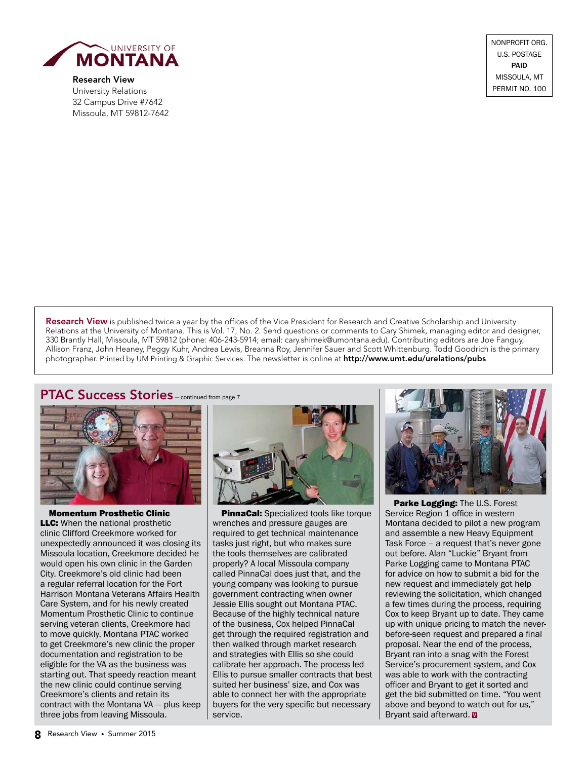UNIVERSITY OF MONTANA

**Research View**
University Relations
32 Campus Drive #7642
Missoula, MT 59812-7642

NONPROFIT ORG.
U.S. POSTAGE
**PAID**
MISSOULA, MT
PERMIT NO. 100

**Research View** is published twice a year by the offices of the Vice President for Research and Creative Scholarship and University Relations at the University of Montana. This is Vol. 17, No. 2. Send questions or comments to Cary Shimek, managing editor and designer, 330 Brantly Hall, Missoula, MT 59812 (phone: 406-243-5914; email: cary.shimek@umontana.edu). Contributing editors are Joe Fanguy, Allison Franz, John Heaney, Peggy Kuhr, Andrea Lewis, Breanna Roy, Jennifer Sauer and Scott Whittenburg. Todd Goodrich is the primary photographer. Printed by UM Printing & Graphic Services. The newsletter is online at **http://www.umt.edu/urelations/pubs**.

## PTAC Success Stories – continued from page 7

**Momentum Prosthetic Clinic LLC:** When the national prosthetic clinic Clifford Creekmore worked for unexpectedly announced it was closing its Missoula location, Creekmore decided he would open his own clinic in the Garden City. Creekmore's old clinic had been a regular referral location for the Fort Harrison Montana Veterans Affairs Health Care System, and for his newly created Momentum Prosthetic Clinic to continue serving veteran clients, Creekmore had to move quickly. Montana PTAC worked to get Creekmore's new clinic the proper documentation and registration to be eligible for the VA as the business was starting out. That speedy reaction meant the new clinic could continue serving Creekmore's clients and retain its contract with the Montana VA — plus keep three jobs from leaving Missoula.

**PinnaCal:** Specialized tools like torque wrenches and pressure gauges are required to get technical maintenance tasks just right, but who makes sure the tools themselves are calibrated properly? A local Missoula company called PinnaCal does just that, and the young company was looking to pursue government contracting when owner Jessie Ellis sought out Montana PTAC. Because of the highly technical nature of the business, Cox helped PinnaCal get through the required registration and then walked through market research and strategies with Ellis so she could calibrate her approach. The process led Ellis to pursue smaller contracts that best suited her business' size, and Cox was able to connect her with the appropriate buyers for the very specific but necessary service.

**Parke Logging:** The U.S. Forest Service Region 1 office in western Montana decided to pilot a new program and assemble a new Heavy Equipment Task Force – a request that's never gone out before. Alan "Luckie" Bryant from Parke Logging came to Montana PTAC for advice on how to submit a bid for the new request and immediately got help reviewing the solicitation, which changed a few times during the process, requiring Cox to keep Bryant up to date. They came up with unique pricing to match the never-before-seen request and prepared a final proposal. Near the end of the process, Bryant ran into a snag with the Forest Service's procurement system, and Cox was able to work with the contracting officer and Bryant to get it sorted and get the bid submitted on time. "You went above and beyond to watch out for us," Bryant said afterward.